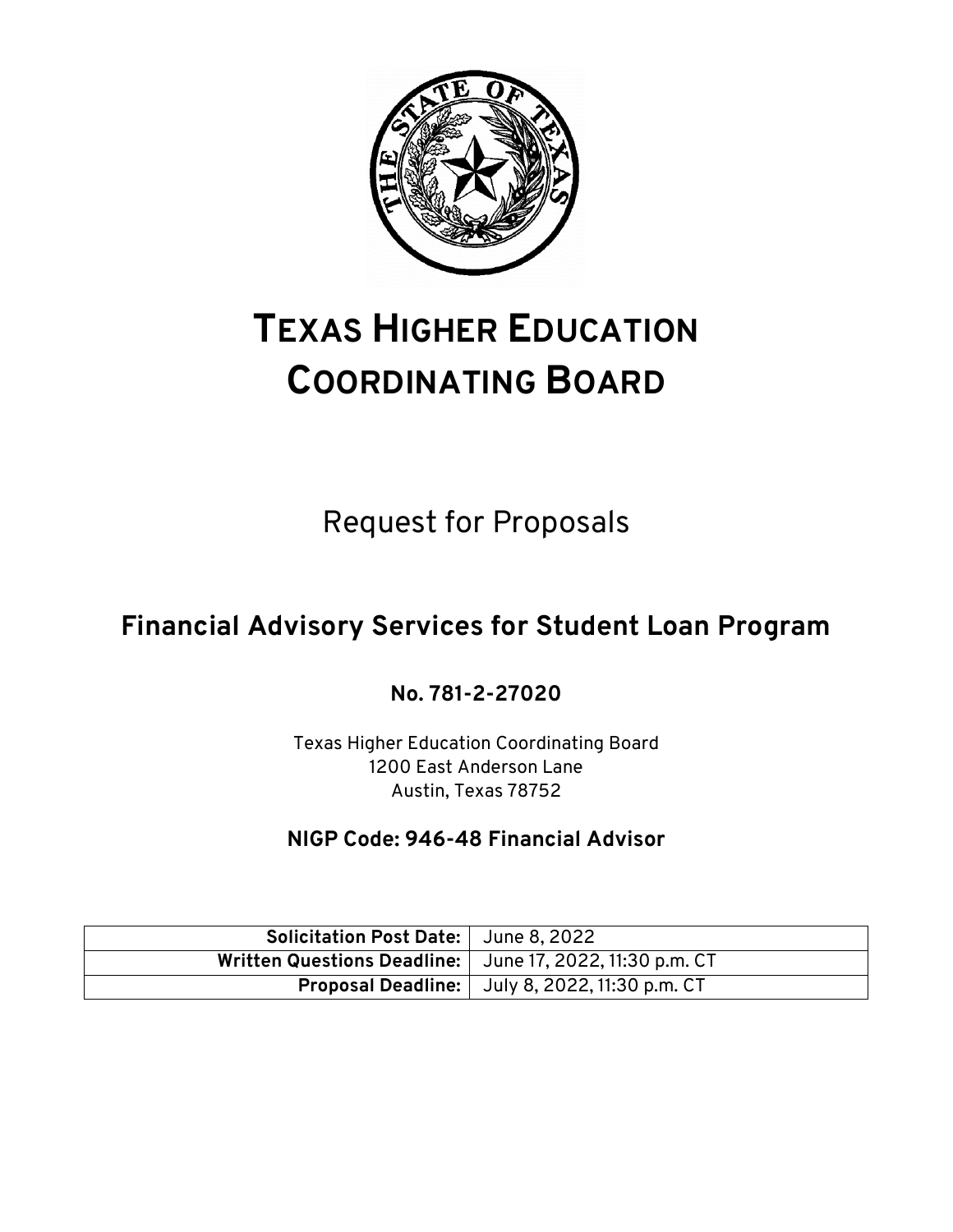# TEXAS HIGHER EDUCATION COORDINATING BOARD

Request for Proposals

## Financial Advisory Services for Student Loan Program

**No. 781-2-27020**

Texas Higher Education Coordinating Board
1200 East Anderson Lane
Austin, Texas 78752

**NIGP Code: 946-48 Financial Advisor**

| | |
|---|---|
| **Solicitation Post Date:** | June 8, 2022 |
| **Written Questions Deadline:** | June 17, 2022, 11:30 p.m. CT |
| **Proposal Deadline:** | July 8, 2022, 11:30 p.m. CT |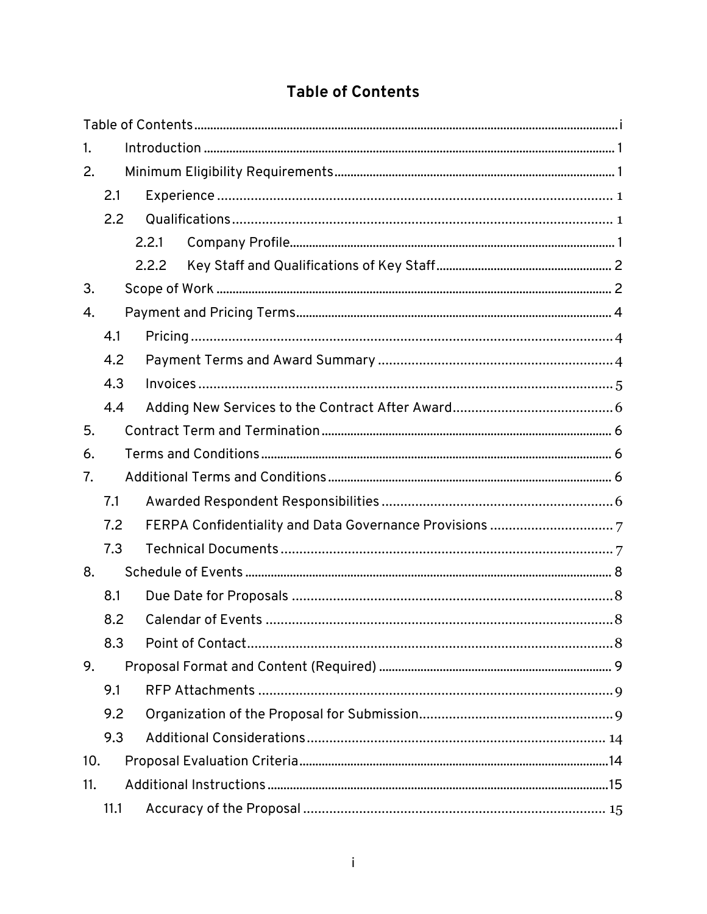# Table of Contents

Table of Contents ..... i

1. Introduction ..... 1
2. Minimum Eligibility Requirements ..... 1
    - 2.1 Experience ..... 1
    - 2.2 Qualifications ..... 1
        - 2.2.1 Company Profile ..... 1
        - 2.2.2 Key Staff and Qualifications of Key Staff ..... 2
3. Scope of Work ..... 2
4. Payment and Pricing Terms ..... 4
    - 4.1 Pricing ..... 4
    - 4.2 Payment Terms and Award Summary ..... 4
    - 4.3 Invoices ..... 5
    - 4.4 Adding New Services to the Contract After Award ..... 6
5. Contract Term and Termination ..... 6
6. Terms and Conditions ..... 6
7. Additional Terms and Conditions ..... 6
    - 7.1 Awarded Respondent Responsibilities ..... 6
    - 7.2 FERPA Confidentiality and Data Governance Provisions ..... 7
    - 7.3 Technical Documents ..... 7
8. Schedule of Events ..... 8
    - 8.1 Due Date for Proposals ..... 8
    - 8.2 Calendar of Events ..... 8
    - 8.3 Point of Contact ..... 8
9. Proposal Format and Content (Required) ..... 9
    - 9.1 RFP Attachments ..... 9
    - 9.2 Organization of the Proposal for Submission ..... 9
    - 9.3 Additional Considerations ..... 14
10. Proposal Evaluation Criteria ..... 14
11. Additional Instructions ..... 15
    - 11.1 Accuracy of the Proposal ..... 15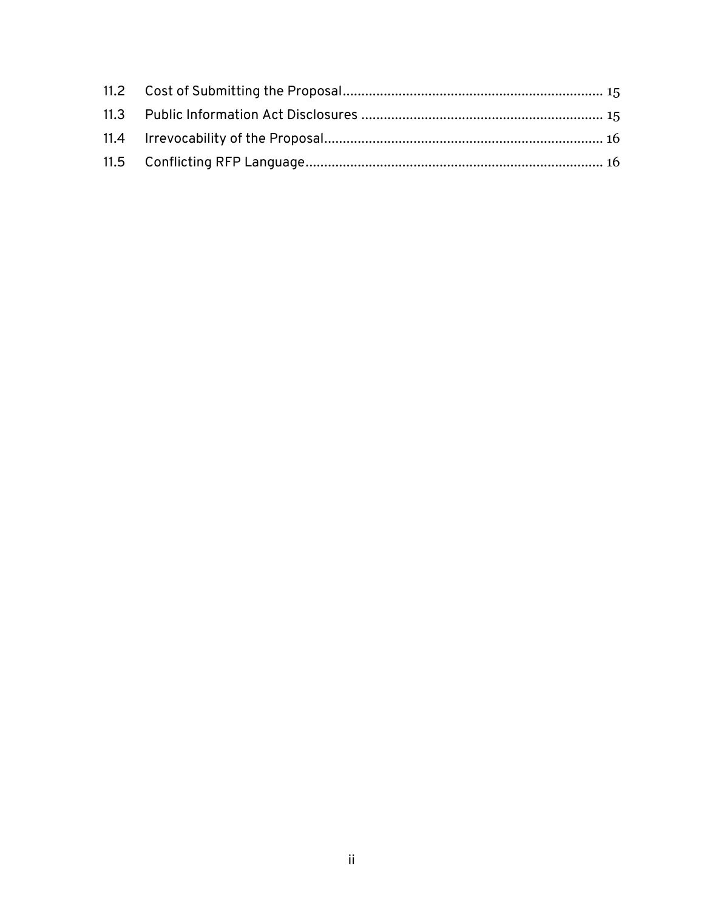11.2 Cost of Submitting the Proposal ..................................................................... 15
11.3 Public Information Act Disclosures ................................................................ 15
11.4 Irrevocability of the Proposal .......................................................................... 16
11.5 Conflicting RFP Language .............................................................................. 16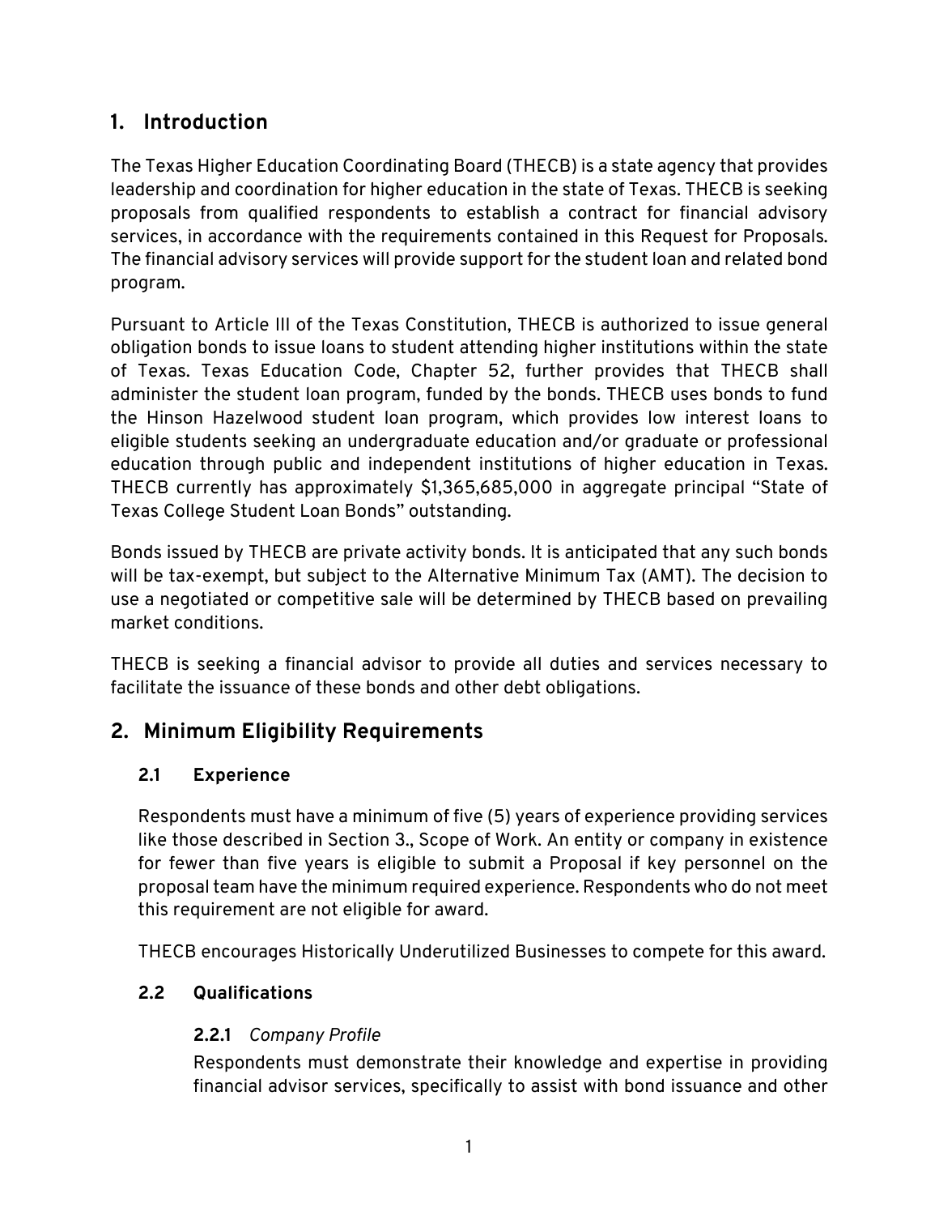## 1. Introduction

The Texas Higher Education Coordinating Board (THECB) is a state agency that provides leadership and coordination for higher education in the state of Texas. THECB is seeking proposals from qualified respondents to establish a contract for financial advisory services, in accordance with the requirements contained in this Request for Proposals. The financial advisory services will provide support for the student loan and related bond program.

Pursuant to Article III of the Texas Constitution, THECB is authorized to issue general obligation bonds to issue loans to student attending higher institutions within the state of Texas. Texas Education Code, Chapter 52, further provides that THECB shall administer the student loan program, funded by the bonds. THECB uses bonds to fund the Hinson Hazelwood student loan program, which provides low interest loans to eligible students seeking an undergraduate education and/or graduate or professional education through public and independent institutions of higher education in Texas. THECB currently has approximately $1,365,685,000 in aggregate principal "State of Texas College Student Loan Bonds" outstanding.

Bonds issued by THECB are private activity bonds. It is anticipated that any such bonds will be tax-exempt, but subject to the Alternative Minimum Tax (AMT). The decision to use a negotiated or competitive sale will be determined by THECB based on prevailing market conditions.

THECB is seeking a financial advisor to provide all duties and services necessary to facilitate the issuance of these bonds and other debt obligations.

## 2. Minimum Eligibility Requirements

### 2.1 Experience

Respondents must have a minimum of five (5) years of experience providing services like those described in Section 3., Scope of Work. An entity or company in existence for fewer than five years is eligible to submit a Proposal if key personnel on the proposal team have the minimum required experience. Respondents who do not meet this requirement are not eligible for award.

THECB encourages Historically Underutilized Businesses to compete for this award.

### 2.2 Qualifications

#### 2.2.1 *Company Profile*

Respondents must demonstrate their knowledge and expertise in providing financial advisor services, specifically to assist with bond issuance and other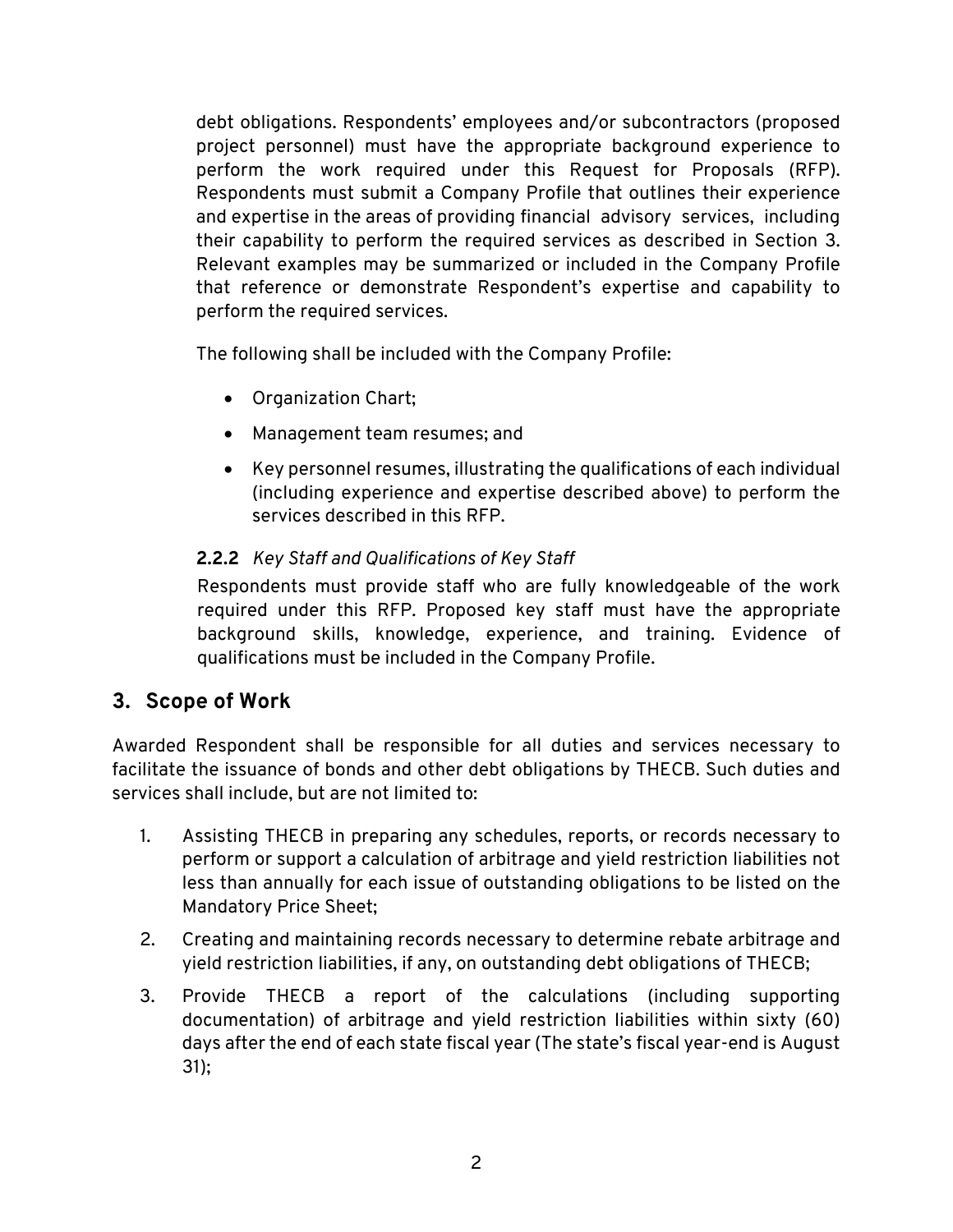debt obligations. Respondents' employees and/or subcontractors (proposed project personnel) must have the appropriate background experience to perform the work required under this Request for Proposals (RFP). Respondents must submit a Company Profile that outlines their experience and expertise in the areas of providing financial advisory services, including their capability to perform the required services as described in Section 3. Relevant examples may be summarized or included in the Company Profile that reference or demonstrate Respondent's expertise and capability to perform the required services.

The following shall be included with the Company Profile:

- Organization Chart;
- Management team resumes; and
- Key personnel resumes, illustrating the qualifications of each individual (including experience and expertise described above) to perform the services described in this RFP.

**2.2.2** *Key Staff and Qualifications of Key Staff*

Respondents must provide staff who are fully knowledgeable of the work required under this RFP. Proposed key staff must have the appropriate background skills, knowledge, experience, and training. Evidence of qualifications must be included in the Company Profile.

## 3. Scope of Work

Awarded Respondent shall be responsible for all duties and services necessary to facilitate the issuance of bonds and other debt obligations by THECB. Such duties and services shall include, but are not limited to:

1. Assisting THECB in preparing any schedules, reports, or records necessary to perform or support a calculation of arbitrage and yield restriction liabilities not less than annually for each issue of outstanding obligations to be listed on the Mandatory Price Sheet;
2. Creating and maintaining records necessary to determine rebate arbitrage and yield restriction liabilities, if any, on outstanding debt obligations of THECB;
3. Provide THECB a report of the calculations (including supporting documentation) of arbitrage and yield restriction liabilities within sixty (60) days after the end of each state fiscal year (The state's fiscal year-end is August 31);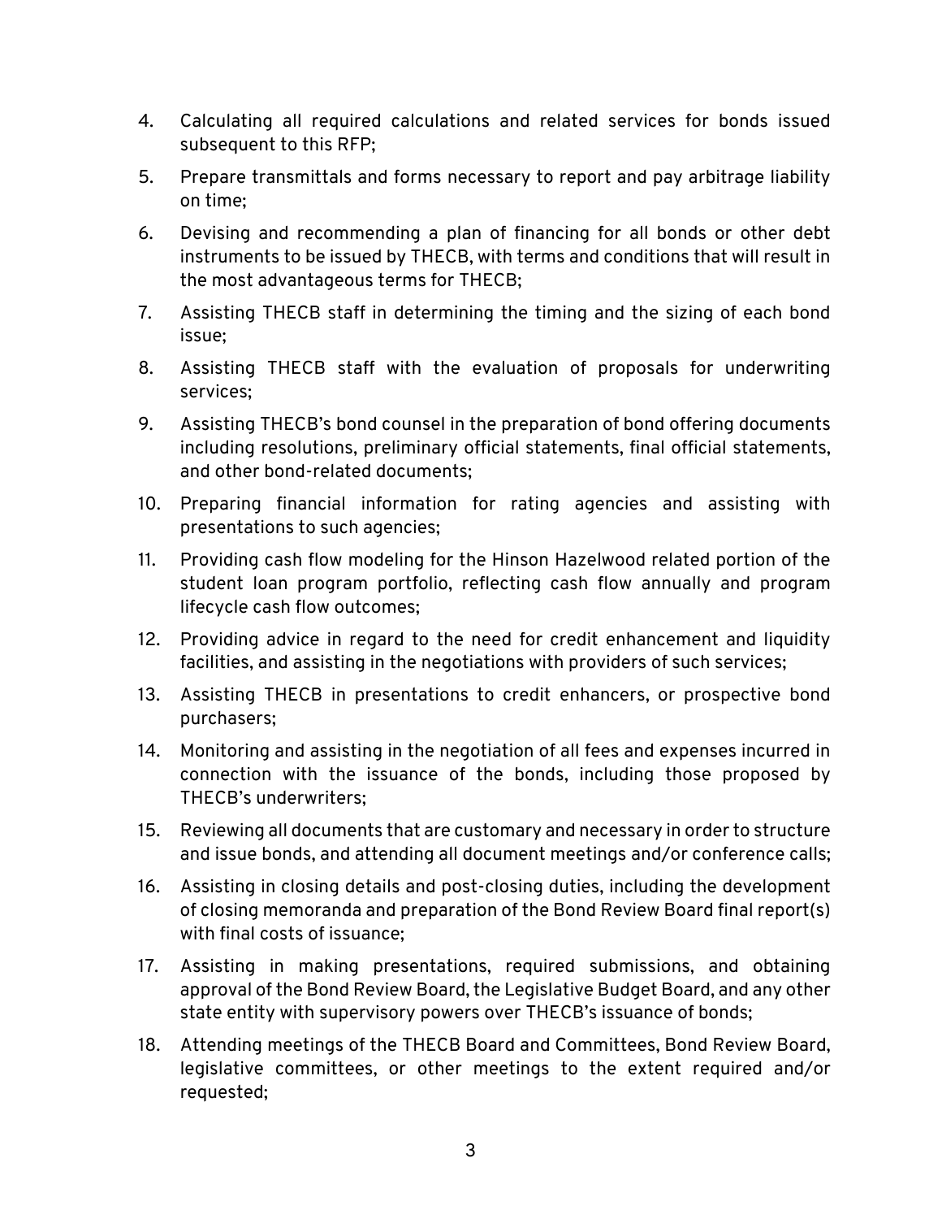4. Calculating all required calculations and related services for bonds issued subsequent to this RFP;
5. Prepare transmittals and forms necessary to report and pay arbitrage liability on time;
6. Devising and recommending a plan of financing for all bonds or other debt instruments to be issued by THECB, with terms and conditions that will result in the most advantageous terms for THECB;
7. Assisting THECB staff in determining the timing and the sizing of each bond issue;
8. Assisting THECB staff with the evaluation of proposals for underwriting services;
9. Assisting THECB's bond counsel in the preparation of bond offering documents including resolutions, preliminary official statements, final official statements, and other bond-related documents;
10. Preparing financial information for rating agencies and assisting with presentations to such agencies;
11. Providing cash flow modeling for the Hinson Hazelwood related portion of the student loan program portfolio, reflecting cash flow annually and program lifecycle cash flow outcomes;
12. Providing advice in regard to the need for credit enhancement and liquidity facilities, and assisting in the negotiations with providers of such services;
13. Assisting THECB in presentations to credit enhancers, or prospective bond purchasers;
14. Monitoring and assisting in the negotiation of all fees and expenses incurred in connection with the issuance of the bonds, including those proposed by THECB's underwriters;
15. Reviewing all documents that are customary and necessary in order to structure and issue bonds, and attending all document meetings and/or conference calls;
16. Assisting in closing details and post-closing duties, including the development of closing memoranda and preparation of the Bond Review Board final report(s) with final costs of issuance;
17. Assisting in making presentations, required submissions, and obtaining approval of the Bond Review Board, the Legislative Budget Board, and any other state entity with supervisory powers over THECB's issuance of bonds;
18. Attending meetings of the THECB Board and Committees, Bond Review Board, legislative committees, or other meetings to the extent required and/or requested;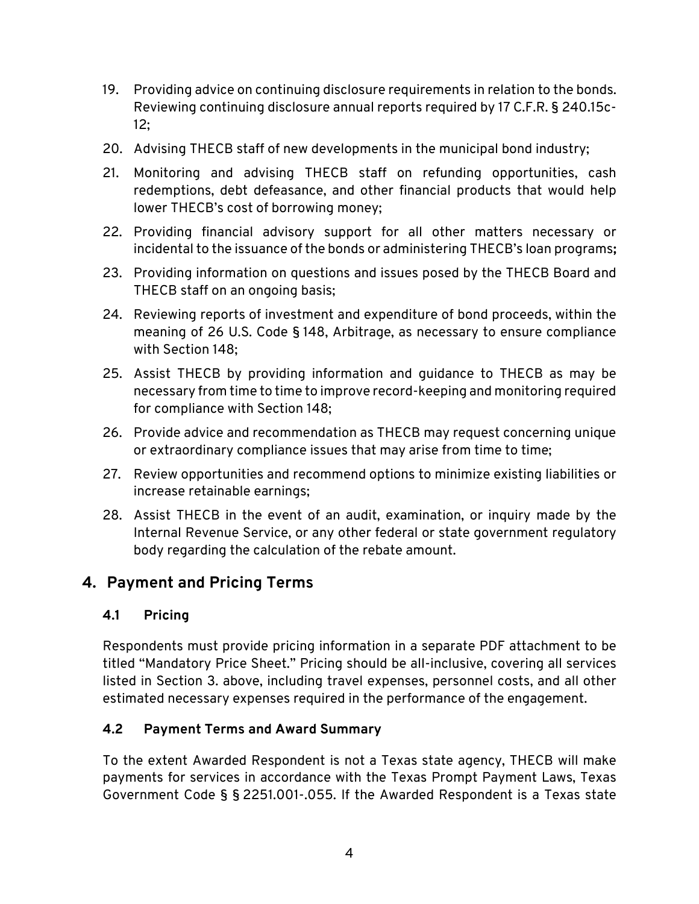19. Providing advice on continuing disclosure requirements in relation to the bonds. Reviewing continuing disclosure annual reports required by 17 C.F.R. § 240.15c-12;
20. Advising THECB staff of new developments in the municipal bond industry;
21. Monitoring and advising THECB staff on refunding opportunities, cash redemptions, debt defeasance, and other financial products that would help lower THECB's cost of borrowing money;
22. Providing financial advisory support for all other matters necessary or incidental to the issuance of the bonds or administering THECB's loan programs**;**
23. Providing information on questions and issues posed by the THECB Board and THECB staff on an ongoing basis;
24. Reviewing reports of investment and expenditure of bond proceeds, within the meaning of 26 U.S. Code § 148, Arbitrage, as necessary to ensure compliance with Section 148;
25. Assist THECB by providing information and guidance to THECB as may be necessary from time to time to improve record-keeping and monitoring required for compliance with Section 148;
26. Provide advice and recommendation as THECB may request concerning unique or extraordinary compliance issues that may arise from time to time;
27. Review opportunities and recommend options to minimize existing liabilities or increase retainable earnings;
28. Assist THECB in the event of an audit, examination, or inquiry made by the Internal Revenue Service, or any other federal or state government regulatory body regarding the calculation of the rebate amount.

## 4. Payment and Pricing Terms

### 4.1 Pricing

Respondents must provide pricing information in a separate PDF attachment to be titled "Mandatory Price Sheet." Pricing should be all-inclusive, covering all services listed in Section 3. above, including travel expenses, personnel costs, and all other estimated necessary expenses required in the performance of the engagement.

### 4.2 Payment Terms and Award Summary

To the extent Awarded Respondent is not a Texas state agency, THECB will make payments for services in accordance with the Texas Prompt Payment Laws, Texas Government Code § § 2251.001-.055. If the Awarded Respondent is a Texas state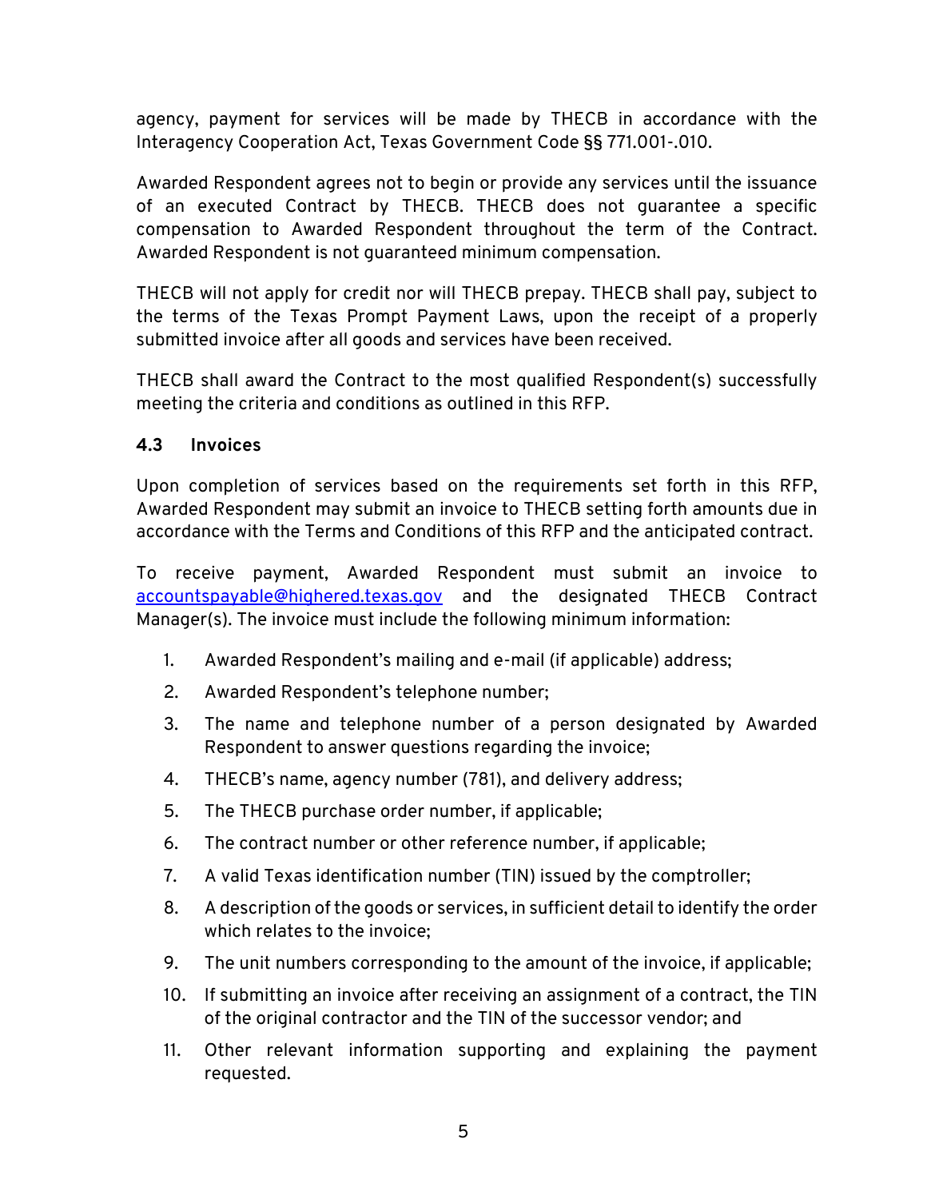agency, payment for services will be made by THECB in accordance with the Interagency Cooperation Act, Texas Government Code §§ 771.001-.010.

Awarded Respondent agrees not to begin or provide any services until the issuance of an executed Contract by THECB. THECB does not guarantee a specific compensation to Awarded Respondent throughout the term of the Contract. Awarded Respondent is not guaranteed minimum compensation.

THECB will not apply for credit nor will THECB prepay. THECB shall pay, subject to the terms of the Texas Prompt Payment Laws, upon the receipt of a properly submitted invoice after all goods and services have been received.

THECB shall award the Contract to the most qualified Respondent(s) successfully meeting the criteria and conditions as outlined in this RFP.

### 4.3 Invoices

Upon completion of services based on the requirements set forth in this RFP, Awarded Respondent may submit an invoice to THECB setting forth amounts due in accordance with the Terms and Conditions of this RFP and the anticipated contract.

To receive payment, Awarded Respondent must submit an invoice to accountspayable@highered.texas.gov and the designated THECB Contract Manager(s). The invoice must include the following minimum information:

1. Awarded Respondent's mailing and e-mail (if applicable) address;
2. Awarded Respondent's telephone number;
3. The name and telephone number of a person designated by Awarded Respondent to answer questions regarding the invoice;
4. THECB's name, agency number (781), and delivery address;
5. The THECB purchase order number, if applicable;
6. The contract number or other reference number, if applicable;
7. A valid Texas identification number (TIN) issued by the comptroller;
8. A description of the goods or services, in sufficient detail to identify the order which relates to the invoice;
9. The unit numbers corresponding to the amount of the invoice, if applicable;
10. If submitting an invoice after receiving an assignment of a contract, the TIN of the original contractor and the TIN of the successor vendor; and
11. Other relevant information supporting and explaining the payment requested.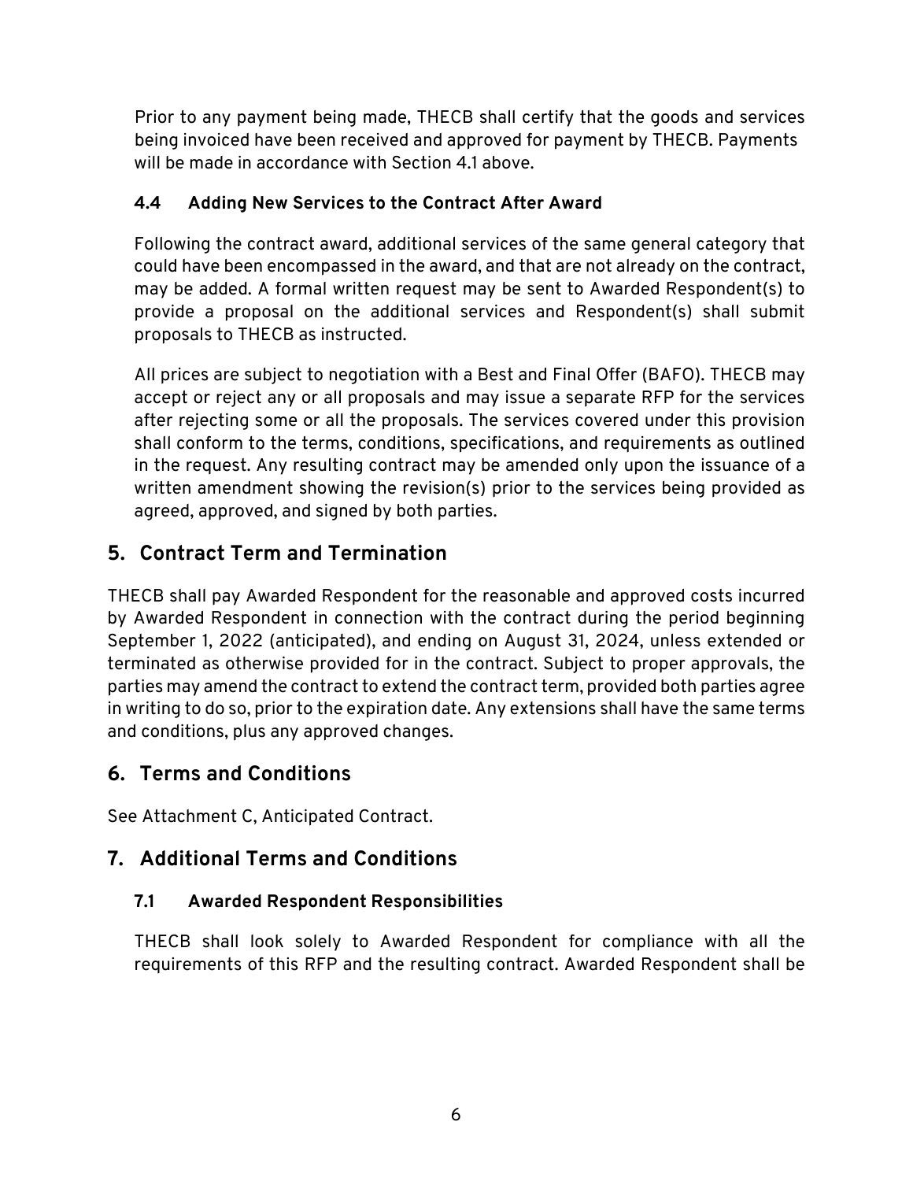Prior to any payment being made, THECB shall certify that the goods and services being invoiced have been received and approved for payment by THECB. Payments will be made in accordance with Section 4.1 above.

### 4.4 Adding New Services to the Contract After Award

Following the contract award, additional services of the same general category that could have been encompassed in the award, and that are not already on the contract, may be added. A formal written request may be sent to Awarded Respondent(s) to provide a proposal on the additional services and Respondent(s) shall submit proposals to THECB as instructed.

All prices are subject to negotiation with a Best and Final Offer (BAFO). THECB may accept or reject any or all proposals and may issue a separate RFP for the services after rejecting some or all the proposals. The services covered under this provision shall conform to the terms, conditions, specifications, and requirements as outlined in the request. Any resulting contract may be amended only upon the issuance of a written amendment showing the revision(s) prior to the services being provided as agreed, approved, and signed by both parties.

## 5. Contract Term and Termination

THECB shall pay Awarded Respondent for the reasonable and approved costs incurred by Awarded Respondent in connection with the contract during the period beginning September 1, 2022 (anticipated), and ending on August 31, 2024, unless extended or terminated as otherwise provided for in the contract. Subject to proper approvals, the parties may amend the contract to extend the contract term, provided both parties agree in writing to do so, prior to the expiration date. Any extensions shall have the same terms and conditions, plus any approved changes.

## 6. Terms and Conditions

See Attachment C, Anticipated Contract.

## 7. Additional Terms and Conditions

### 7.1 Awarded Respondent Responsibilities

THECB shall look solely to Awarded Respondent for compliance with all the requirements of this RFP and the resulting contract. Awarded Respondent shall be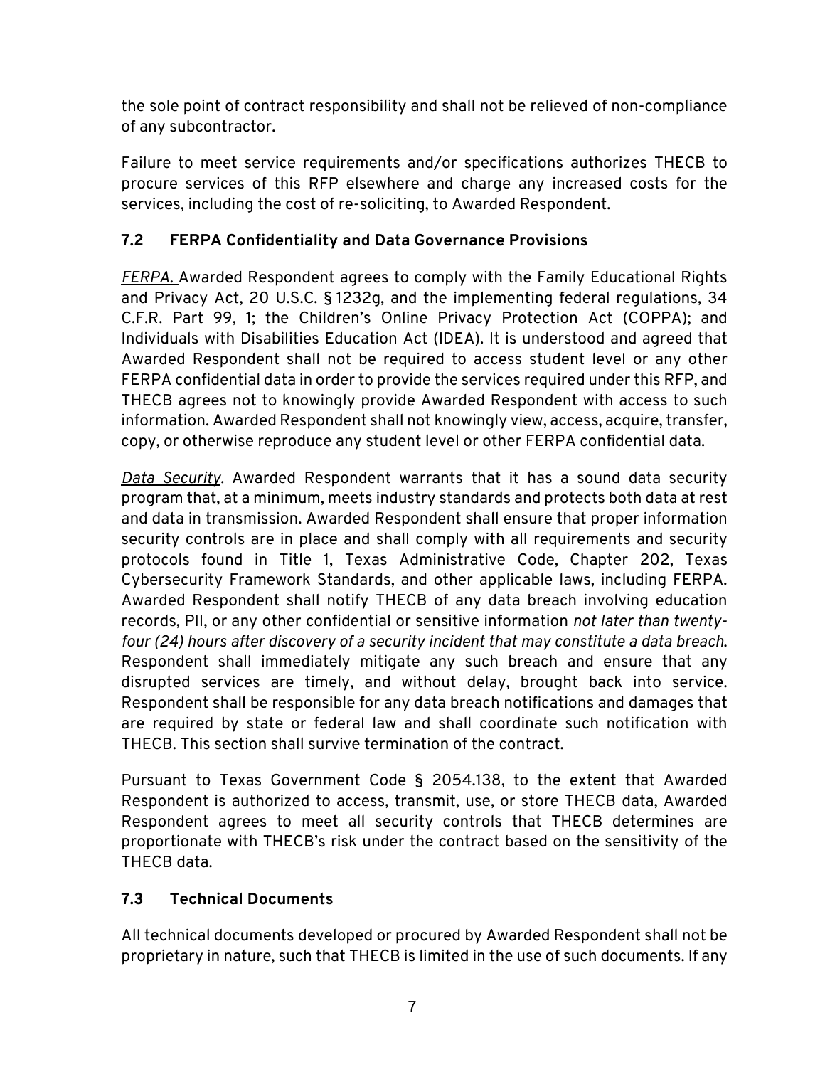the sole point of contract responsibility and shall not be relieved of non-compliance of any subcontractor.

Failure to meet service requirements and/or specifications authorizes THECB to procure services of this RFP elsewhere and charge any increased costs for the services, including the cost of re-soliciting, to Awarded Respondent.

### 7.2 FERPA Confidentiality and Data Governance Provisions

*FERPA.* Awarded Respondent agrees to comply with the Family Educational Rights and Privacy Act, 20 U.S.C. § 1232g, and the implementing federal regulations, 34 C.F.R. Part 99, 1; the Children's Online Privacy Protection Act (COPPA); and Individuals with Disabilities Education Act (IDEA). It is understood and agreed that Awarded Respondent shall not be required to access student level or any other FERPA confidential data in order to provide the services required under this RFP, and THECB agrees not to knowingly provide Awarded Respondent with access to such information. Awarded Respondent shall not knowingly view, access, acquire, transfer, copy, or otherwise reproduce any student level or other FERPA confidential data.

*Data Security.* Awarded Respondent warrants that it has a sound data security program that, at a minimum, meets industry standards and protects both data at rest and data in transmission. Awarded Respondent shall ensure that proper information security controls are in place and shall comply with all requirements and security protocols found in Title 1, Texas Administrative Code, Chapter 202, Texas Cybersecurity Framework Standards, and other applicable laws, including FERPA. Awarded Respondent shall notify THECB of any data breach involving education records, PII, or any other confidential or sensitive information *not later than twenty-four (24) hours after discovery of a security incident that may constitute a data breach.* Respondent shall immediately mitigate any such breach and ensure that any disrupted services are timely, and without delay, brought back into service. Respondent shall be responsible for any data breach notifications and damages that are required by state or federal law and shall coordinate such notification with THECB. This section shall survive termination of the contract.

Pursuant to Texas Government Code § 2054.138, to the extent that Awarded Respondent is authorized to access, transmit, use, or store THECB data, Awarded Respondent agrees to meet all security controls that THECB determines are proportionate with THECB's risk under the contract based on the sensitivity of the THECB data.

### 7.3 Technical Documents

All technical documents developed or procured by Awarded Respondent shall not be proprietary in nature, such that THECB is limited in the use of such documents. If any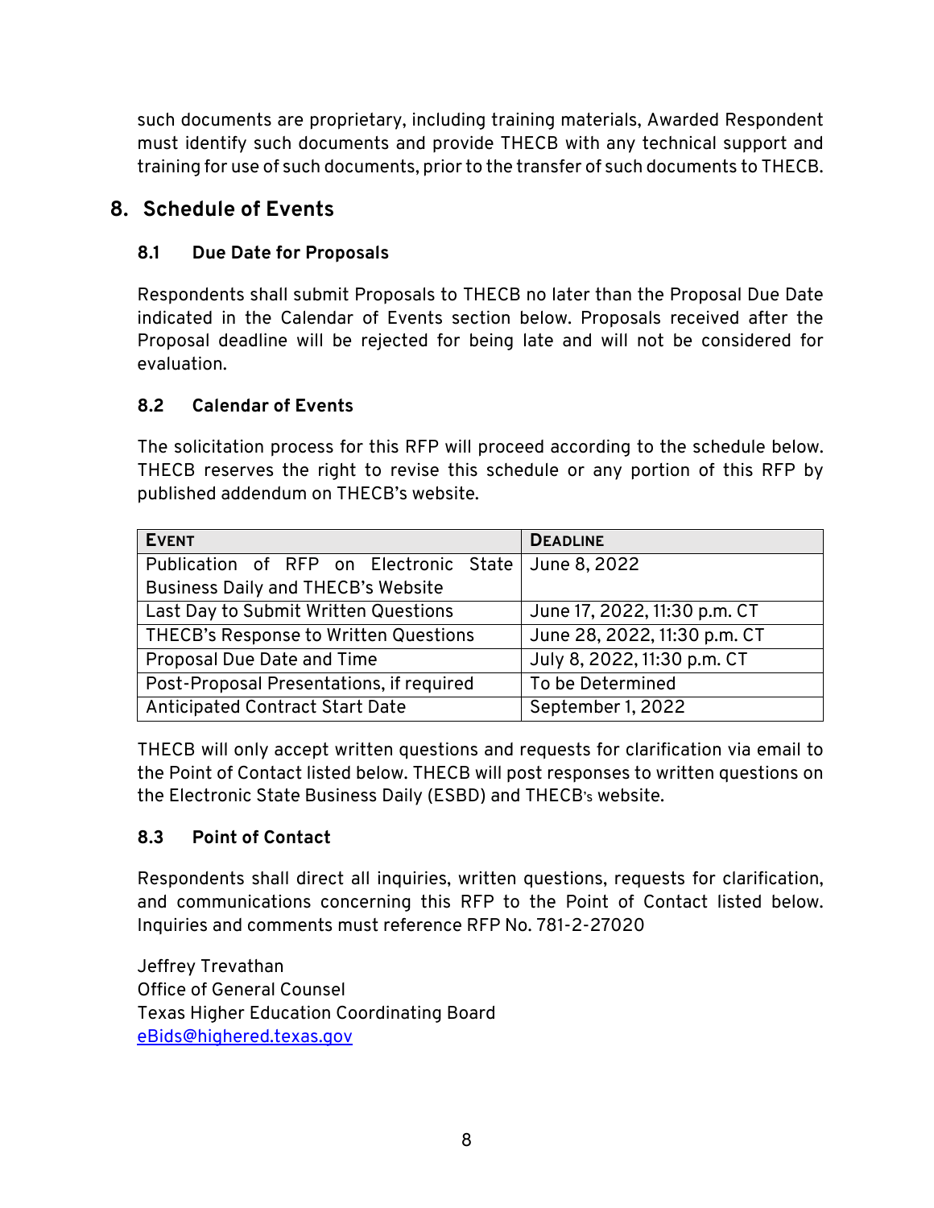such documents are proprietary, including training materials, Awarded Respondent must identify such documents and provide THECB with any technical support and training for use of such documents, prior to the transfer of such documents to THECB.

## 8. Schedule of Events

### 8.1 Due Date for Proposals

Respondents shall submit Proposals to THECB no later than the Proposal Due Date indicated in the Calendar of Events section below. Proposals received after the Proposal deadline will be rejected for being late and will not be considered for evaluation.

### 8.2 Calendar of Events

The solicitation process for this RFP will proceed according to the schedule below. THECB reserves the right to revise this schedule or any portion of this RFP by published addendum on THECB's website.

| EVENT | DEADLINE |
|---|---|
| Publication of RFP on Electronic State Business Daily and THECB's Website | June 8, 2022 |
| Last Day to Submit Written Questions | June 17, 2022, 11:30 p.m. CT |
| THECB's Response to Written Questions | June 28, 2022, 11:30 p.m. CT |
| Proposal Due Date and Time | July 8, 2022, 11:30 p.m. CT |
| Post-Proposal Presentations, if required | To be Determined |
| Anticipated Contract Start Date | September 1, 2022 |

THECB will only accept written questions and requests for clarification via email to the Point of Contact listed below. THECB will post responses to written questions on the Electronic State Business Daily (ESBD) and THECB's website.

### 8.3 Point of Contact

Respondents shall direct all inquiries, written questions, requests for clarification, and communications concerning this RFP to the Point of Contact listed below. Inquiries and comments must reference RFP No. 781-2-27020

Jeffrey Trevathan
Office of General Counsel
Texas Higher Education Coordinating Board
eBids@highered.texas.gov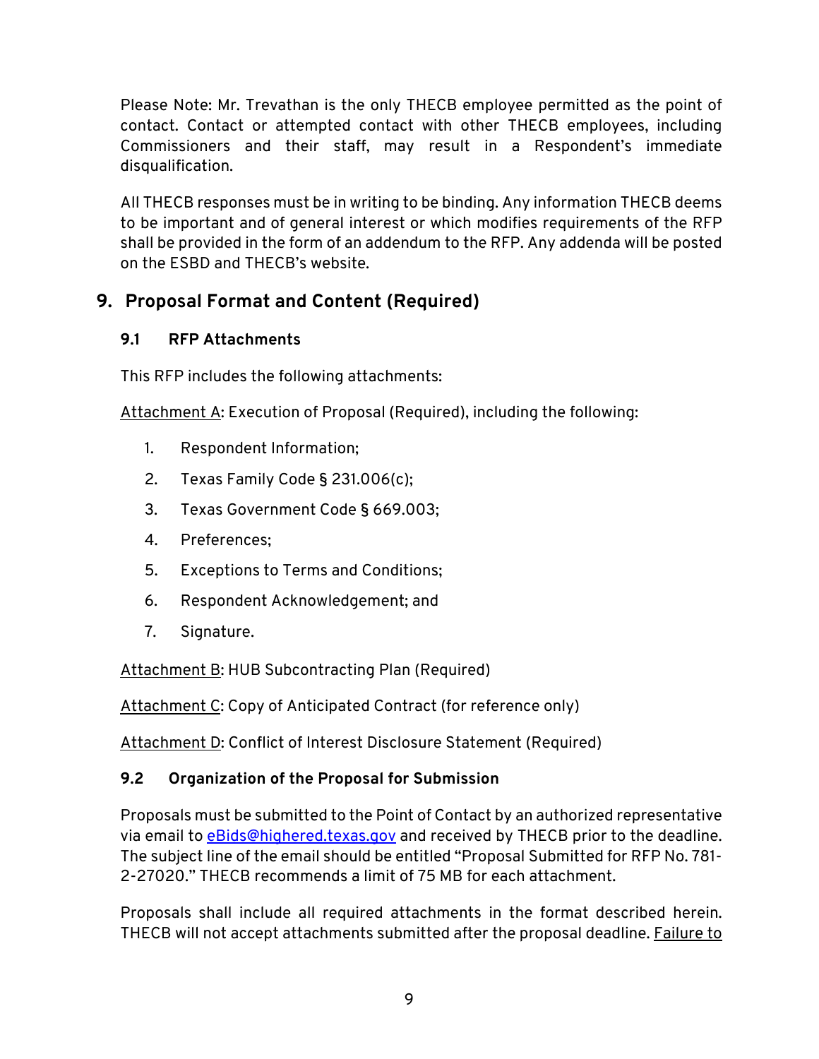Please Note: Mr. Trevathan is the only THECB employee permitted as the point of contact. Contact or attempted contact with other THECB employees, including Commissioners and their staff, may result in a Respondent's immediate disqualification.

All THECB responses must be in writing to be binding. Any information THECB deems to be important and of general interest or which modifies requirements of the RFP shall be provided in the form of an addendum to the RFP. Any addenda will be posted on the ESBD and THECB's website.

## 9. Proposal Format and Content (Required)

### 9.1 RFP Attachments

This RFP includes the following attachments:

Attachment A: Execution of Proposal (Required), including the following:

1. Respondent Information;
2. Texas Family Code § 231.006(c);
3. Texas Government Code § 669.003;
4. Preferences;
5. Exceptions to Terms and Conditions;
6. Respondent Acknowledgement; and
7. Signature.

Attachment B: HUB Subcontracting Plan (Required)

Attachment C: Copy of Anticipated Contract (for reference only)

Attachment D: Conflict of Interest Disclosure Statement (Required)

### 9.2 Organization of the Proposal for Submission

Proposals must be submitted to the Point of Contact by an authorized representative via email to eBids@highered.texas.gov and received by THECB prior to the deadline. The subject line of the email should be entitled "Proposal Submitted for RFP No. 781-2-27020." THECB recommends a limit of 75 MB for each attachment.

Proposals shall include all required attachments in the format described herein. THECB will not accept attachments submitted after the proposal deadline. Failure to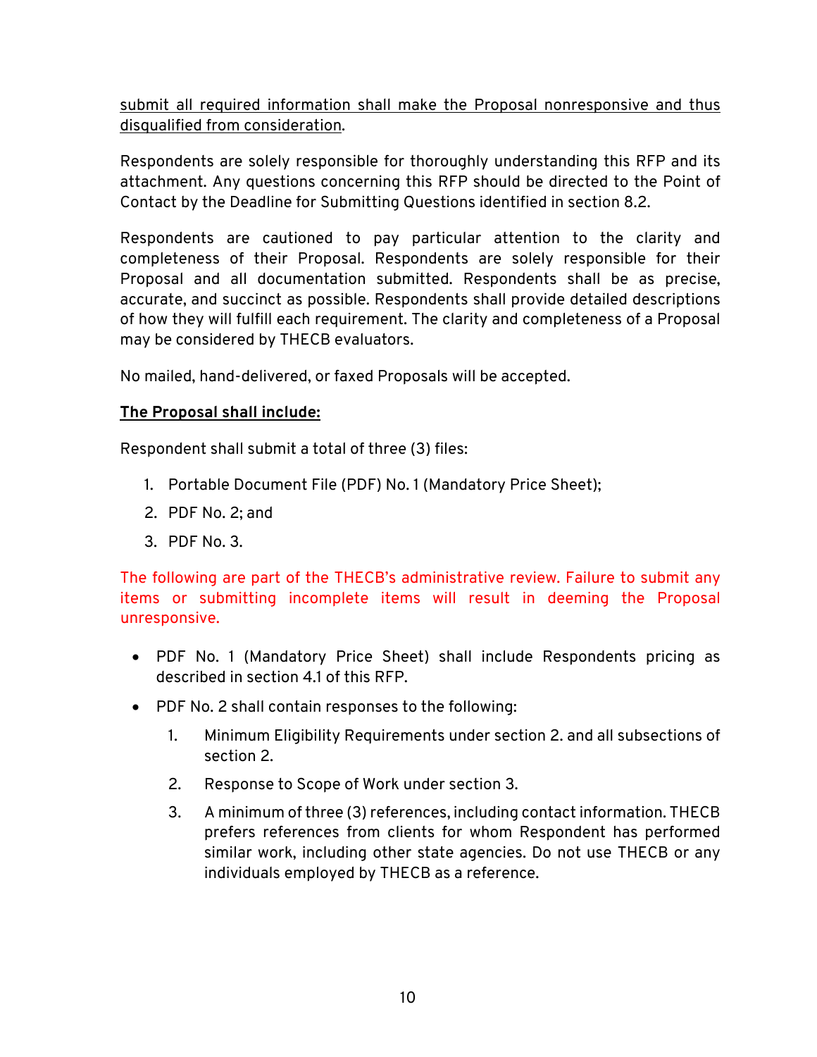submit all required information shall make the Proposal nonresponsive and thus disqualified from consideration.

Respondents are solely responsible for thoroughly understanding this RFP and its attachment. Any questions concerning this RFP should be directed to the Point of Contact by the Deadline for Submitting Questions identified in section 8.2.

Respondents are cautioned to pay particular attention to the clarity and completeness of their Proposal. Respondents are solely responsible for their Proposal and all documentation submitted. Respondents shall be as precise, accurate, and succinct as possible. Respondents shall provide detailed descriptions of how they will fulfill each requirement. The clarity and completeness of a Proposal may be considered by THECB evaluators.

No mailed, hand-delivered, or faxed Proposals will be accepted.

**The Proposal shall include:**

Respondent shall submit a total of three (3) files:

1. Portable Document File (PDF) No. 1 (Mandatory Price Sheet);
2. PDF No. 2; and
3. PDF No. 3.

The following are part of the THECB's administrative review. Failure to submit any items or submitting incomplete items will result in deeming the Proposal unresponsive.

- PDF No. 1 (Mandatory Price Sheet) shall include Respondents pricing as described in section 4.1 of this RFP.
- PDF No. 2 shall contain responses to the following:
    1. Minimum Eligibility Requirements under section 2. and all subsections of section 2.
    2. Response to Scope of Work under section 3.
    3. A minimum of three (3) references, including contact information. THECB prefers references from clients for whom Respondent has performed similar work, including other state agencies. Do not use THECB or any individuals employed by THECB as a reference.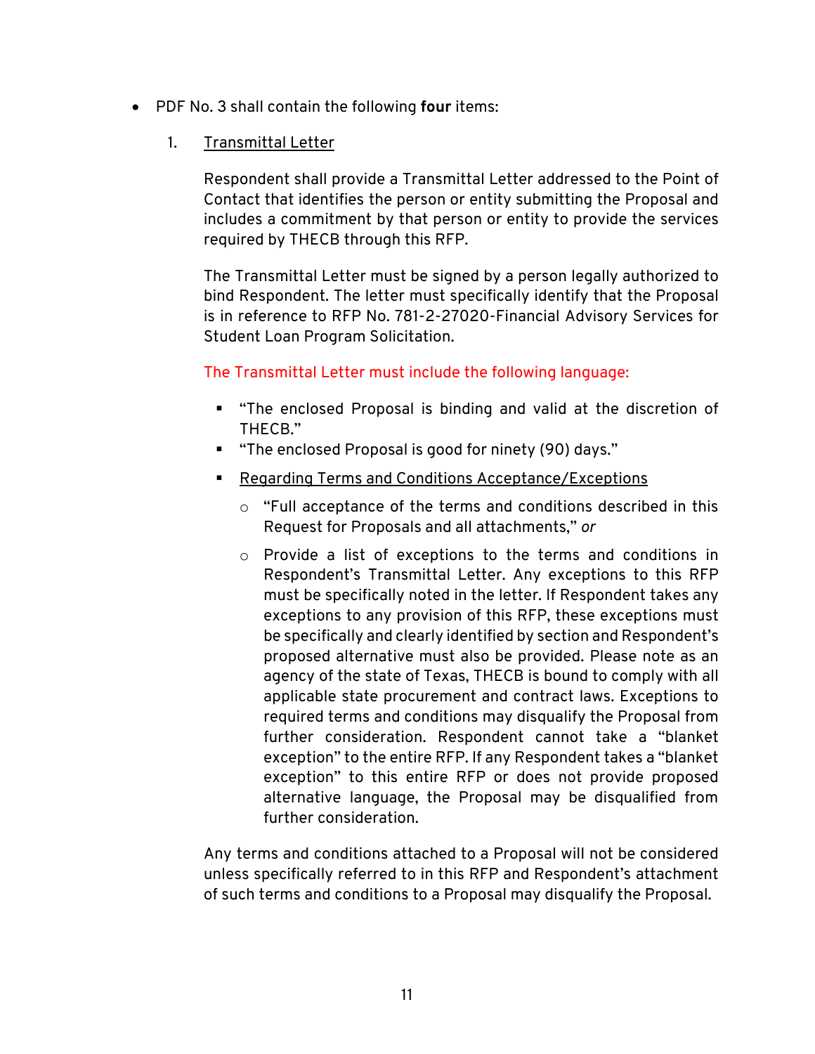- PDF No. 3 shall contain the following **four** items:

  1. Transmittal Letter

     Respondent shall provide a Transmittal Letter addressed to the Point of Contact that identifies the person or entity submitting the Proposal and includes a commitment by that person or entity to provide the services required by THECB through this RFP.

     The Transmittal Letter must be signed by a person legally authorized to bind Respondent. The letter must specifically identify that the Proposal is in reference to RFP No. 781-2-27020-Financial Advisory Services for Student Loan Program Solicitation.

     The Transmittal Letter must include the following language:

     - "The enclosed Proposal is binding and valid at the discretion of THECB."
     - "The enclosed Proposal is good for ninety (90) days."
     - Regarding Terms and Conditions Acceptance/Exceptions
       - "Full acceptance of the terms and conditions described in this Request for Proposals and all attachments," *or*
       - Provide a list of exceptions to the terms and conditions in Respondent's Transmittal Letter. Any exceptions to this RFP must be specifically noted in the letter. If Respondent takes any exceptions to any provision of this RFP, these exceptions must be specifically and clearly identified by section and Respondent's proposed alternative must also be provided. Please note as an agency of the state of Texas, THECB is bound to comply with all applicable state procurement and contract laws. Exceptions to required terms and conditions may disqualify the Proposal from further consideration. Respondent cannot take a "blanket exception" to the entire RFP. If any Respondent takes a "blanket exception" to this entire RFP or does not provide proposed alternative language, the Proposal may be disqualified from further consideration.

     Any terms and conditions attached to a Proposal will not be considered unless specifically referred to in this RFP and Respondent's attachment of such terms and conditions to a Proposal may disqualify the Proposal.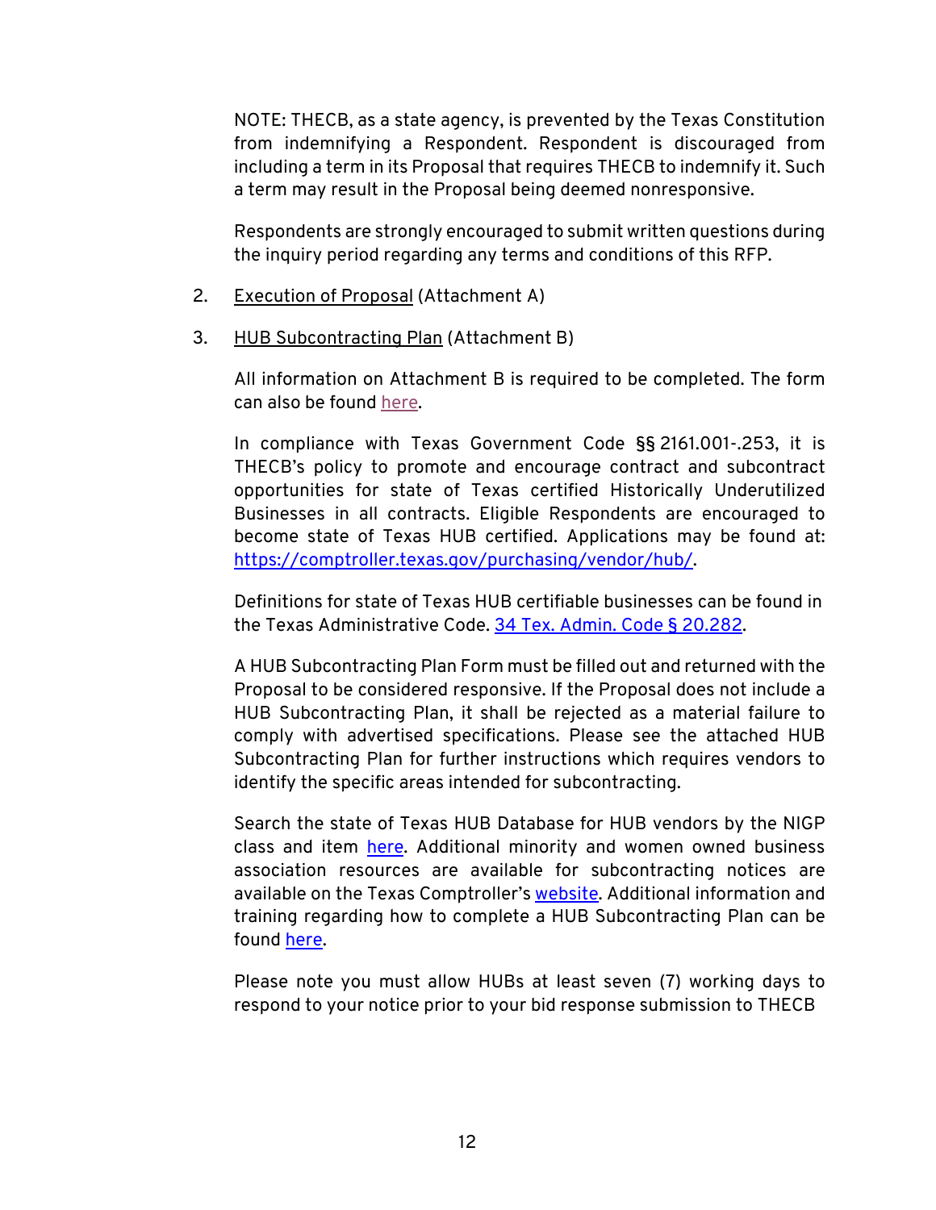NOTE: THECB, as a state agency, is prevented by the Texas Constitution from indemnifying a Respondent. Respondent is discouraged from including a term in its Proposal that requires THECB to indemnify it. Such a term may result in the Proposal being deemed nonresponsive.

Respondents are strongly encouraged to submit written questions during the inquiry period regarding any terms and conditions of this RFP.

2. Execution of Proposal (Attachment A)

3. HUB Subcontracting Plan (Attachment B)

   All information on Attachment B is required to be completed. The form can also be found here.

   In compliance with Texas Government Code §§ 2161.001-.253, it is THECB's policy to promote and encourage contract and subcontract opportunities for state of Texas certified Historically Underutilized Businesses in all contracts. Eligible Respondents are encouraged to become state of Texas HUB certified. Applications may be found at: https://comptroller.texas.gov/purchasing/vendor/hub/.

   Definitions for state of Texas HUB certifiable businesses can be found in the Texas Administrative Code. 34 Tex. Admin. Code § 20.282.

   A HUB Subcontracting Plan Form must be filled out and returned with the Proposal to be considered responsive. If the Proposal does not include a HUB Subcontracting Plan, it shall be rejected as a material failure to comply with advertised specifications. Please see the attached HUB Subcontracting Plan for further instructions which requires vendors to identify the specific areas intended for subcontracting.

   Search the state of Texas HUB Database for HUB vendors by the NIGP class and item here. Additional minority and women owned business association resources are available for subcontracting notices are available on the Texas Comptroller's website. Additional information and training regarding how to complete a HUB Subcontracting Plan can be found here.

   Please note you must allow HUBs at least seven (7) working days to respond to your notice prior to your bid response submission to THECB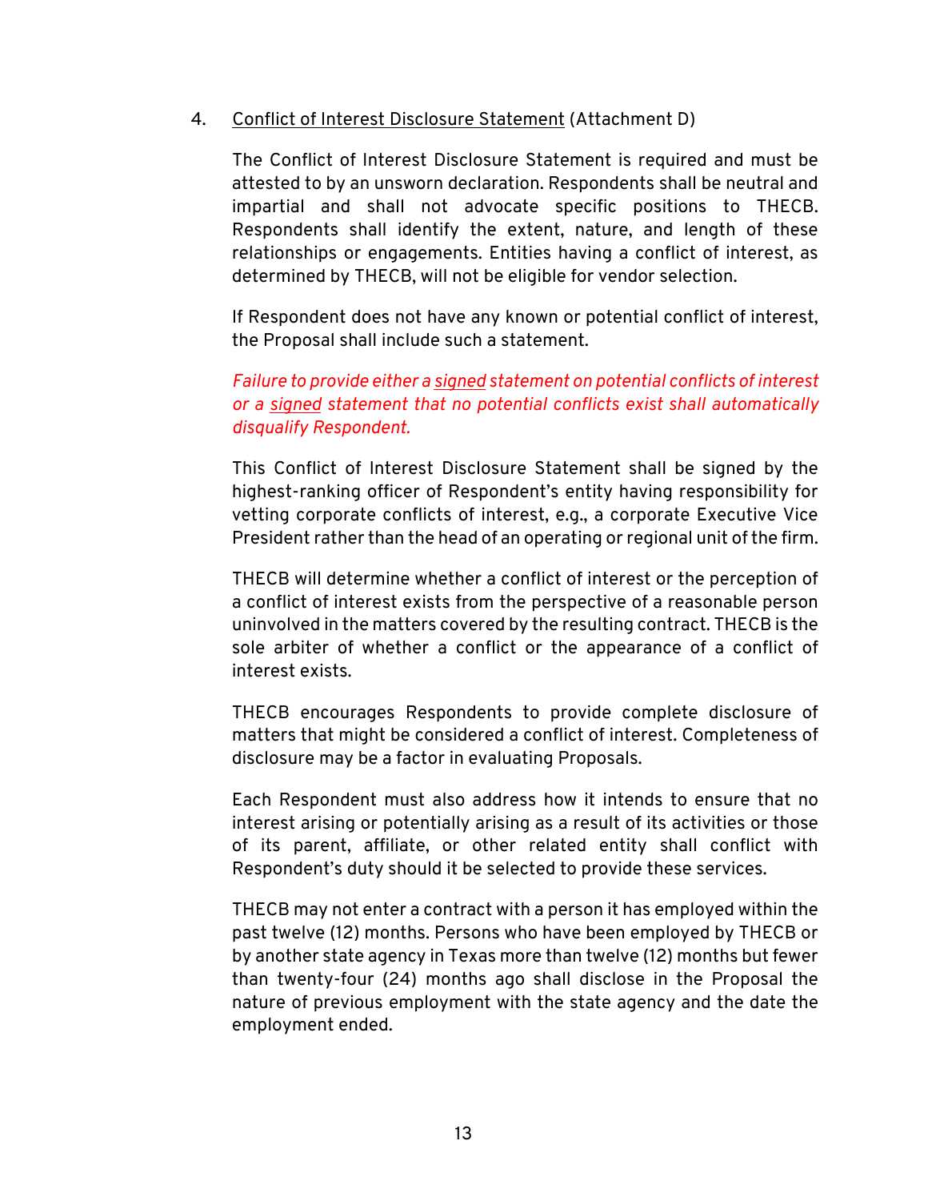4. <u>Conflict of Interest Disclosure Statement</u> (Attachment D)

   The Conflict of Interest Disclosure Statement is required and must be attested to by an unsworn declaration. Respondents shall be neutral and impartial and shall not advocate specific positions to THECB. Respondents shall identify the extent, nature, and length of these relationships or engagements. Entities having a conflict of interest, as determined by THECB, will not be eligible for vendor selection.

   If Respondent does not have any known or potential conflict of interest, the Proposal shall include such a statement.

   *Failure to provide either a <u>signed</u> statement on potential conflicts of interest or a <u>signed</u> statement that no potential conflicts exist shall automatically disqualify Respondent.*

   This Conflict of Interest Disclosure Statement shall be signed by the highest-ranking officer of Respondent's entity having responsibility for vetting corporate conflicts of interest, e.g., a corporate Executive Vice President rather than the head of an operating or regional unit of the firm.

   THECB will determine whether a conflict of interest or the perception of a conflict of interest exists from the perspective of a reasonable person uninvolved in the matters covered by the resulting contract. THECB is the sole arbiter of whether a conflict or the appearance of a conflict of interest exists.

   THECB encourages Respondents to provide complete disclosure of matters that might be considered a conflict of interest. Completeness of disclosure may be a factor in evaluating Proposals.

   Each Respondent must also address how it intends to ensure that no interest arising or potentially arising as a result of its activities or those of its parent, affiliate, or other related entity shall conflict with Respondent's duty should it be selected to provide these services.

   THECB may not enter a contract with a person it has employed within the past twelve (12) months. Persons who have been employed by THECB or by another state agency in Texas more than twelve (12) months but fewer than twenty-four (24) months ago shall disclose in the Proposal the nature of previous employment with the state agency and the date the employment ended.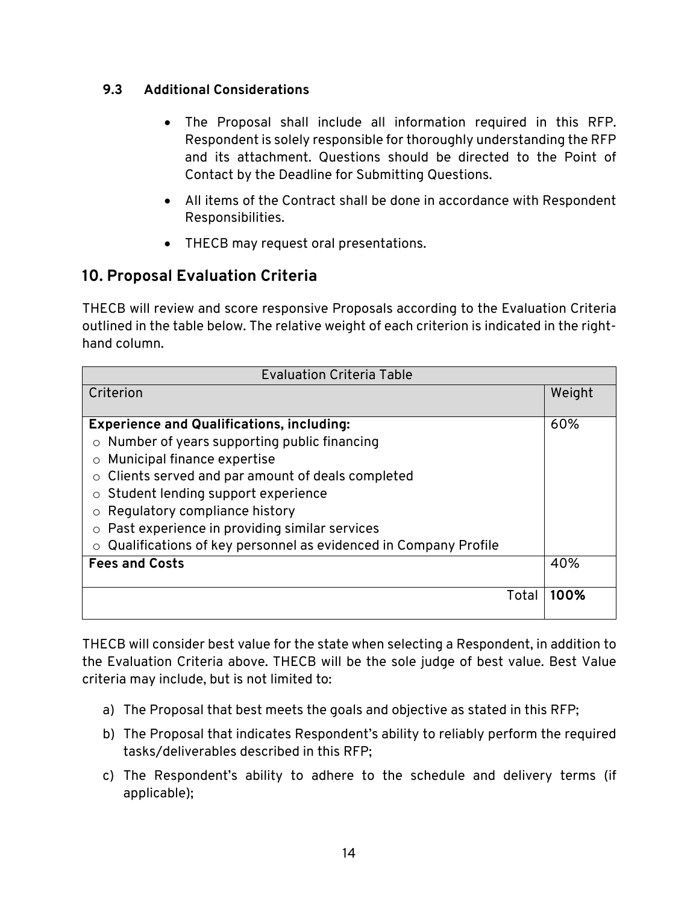### 9.3 Additional Considerations

- The Proposal shall include all information required in this RFP. Respondent is solely responsible for thoroughly understanding the RFP and its attachment. Questions should be directed to the Point of Contact by the Deadline for Submitting Questions.
- All items of the Contract shall be done in accordance with Respondent Responsibilities.
- THECB may request oral presentations.

## 10. Proposal Evaluation Criteria

THECB will review and score responsive Proposals according to the Evaluation Criteria outlined in the table below. The relative weight of each criterion is indicated in the right-hand column.

| Evaluation Criteria Table | |
|---|---|
| Criterion | Weight |
| **Experience and Qualifications, including:**<br>○ Number of years supporting public financing<br>○ Municipal finance expertise<br>○ Clients served and par amount of deals completed<br>○ Student lending support experience<br>○ Regulatory compliance history<br>○ Past experience in providing similar services<br>○ Qualifications of key personnel as evidenced in Company Profile | 60% |
| **Fees and Costs** | 40% |
| Total | **100%** |

THECB will consider best value for the state when selecting a Respondent, in addition to the Evaluation Criteria above. THECB will be the sole judge of best value. Best Value criteria may include, but is not limited to:

a) The Proposal that best meets the goals and objective as stated in this RFP;

b) The Proposal that indicates Respondent's ability to reliably perform the required tasks/deliverables described in this RFP;

c) The Respondent's ability to adhere to the schedule and delivery terms (if applicable);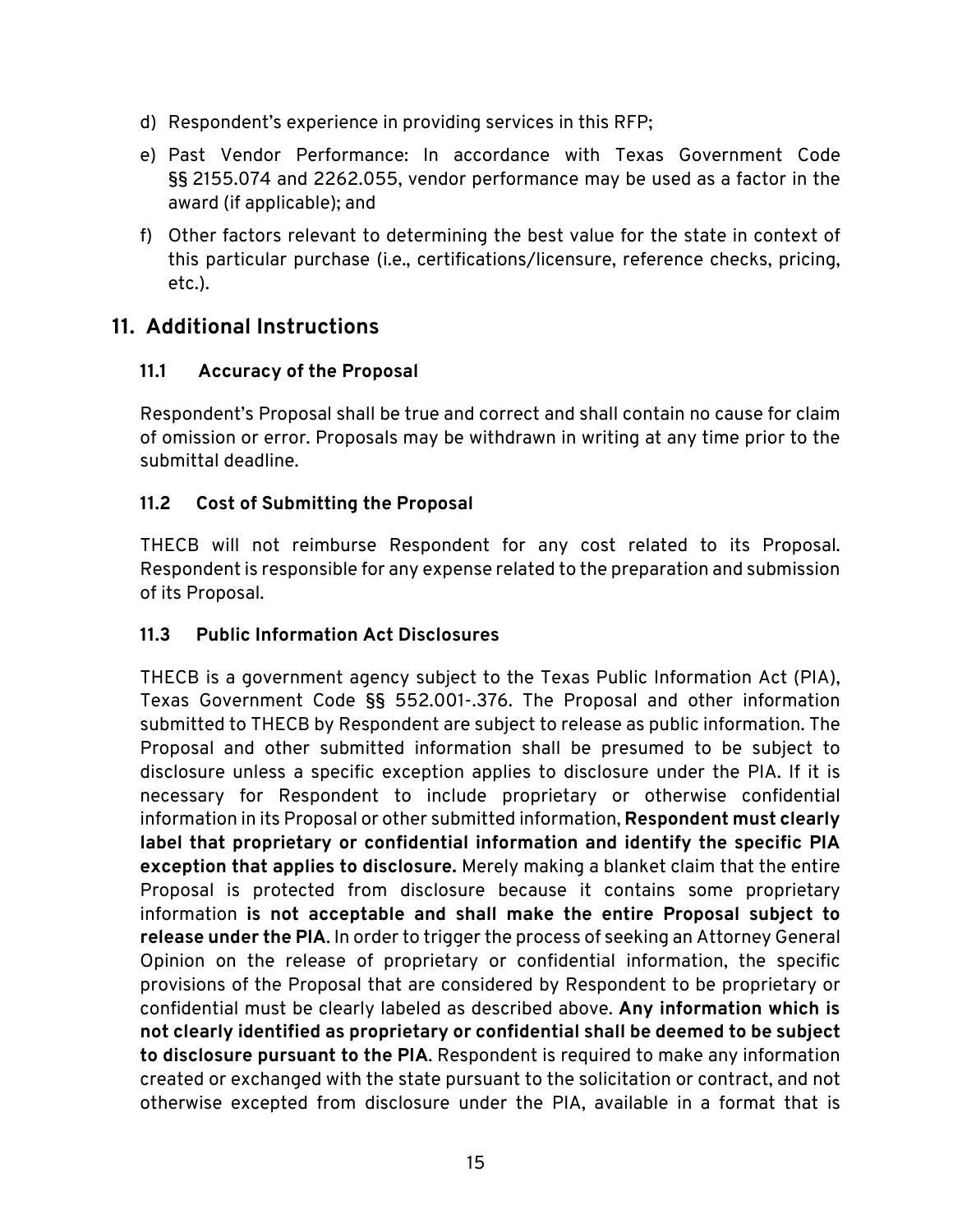d) Respondent's experience in providing services in this RFP;

e) Past Vendor Performance: In accordance with Texas Government Code §§ 2155.074 and 2262.055, vendor performance may be used as a factor in the award (if applicable); and

f) Other factors relevant to determining the best value for the state in context of this particular purchase (i.e., certifications/licensure, reference checks, pricing, etc.).

## 11. Additional Instructions

### 11.1 Accuracy of the Proposal

Respondent's Proposal shall be true and correct and shall contain no cause for claim of omission or error. Proposals may be withdrawn in writing at any time prior to the submittal deadline.

### 11.2 Cost of Submitting the Proposal

THECB will not reimburse Respondent for any cost related to its Proposal. Respondent is responsible for any expense related to the preparation and submission of its Proposal.

### 11.3 Public Information Act Disclosures

THECB is a government agency subject to the Texas Public Information Act (PIA), Texas Government Code §§ 552.001-.376. The Proposal and other information submitted to THECB by Respondent are subject to release as public information. The Proposal and other submitted information shall be presumed to be subject to disclosure unless a specific exception applies to disclosure under the PIA. If it is necessary for Respondent to include proprietary or otherwise confidential information in its Proposal or other submitted information, **Respondent must clearly label that proprietary or confidential information and identify the specific PIA exception that applies to disclosure.** Merely making a blanket claim that the entire Proposal is protected from disclosure because it contains some proprietary information **is not acceptable and shall make the entire Proposal subject to release under the PIA**. In order to trigger the process of seeking an Attorney General Opinion on the release of proprietary or confidential information, the specific provisions of the Proposal that are considered by Respondent to be proprietary or confidential must be clearly labeled as described above. **Any information which is not clearly identified as proprietary or confidential shall be deemed to be subject to disclosure pursuant to the PIA**. Respondent is required to make any information created or exchanged with the state pursuant to the solicitation or contract, and not otherwise excepted from disclosure under the PIA, available in a format that is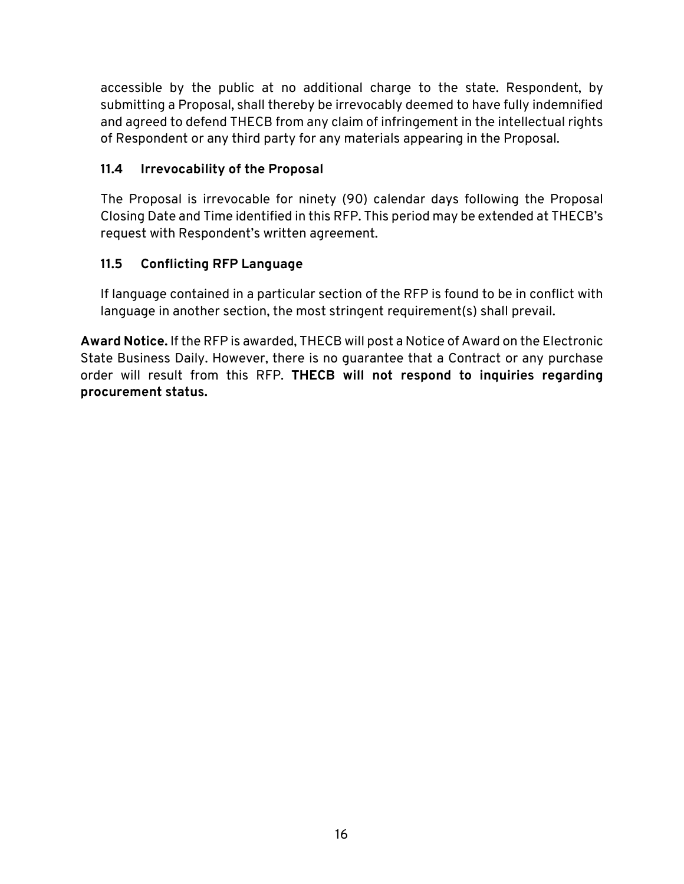accessible by the public at no additional charge to the state. Respondent, by submitting a Proposal, shall thereby be irrevocably deemed to have fully indemnified and agreed to defend THECB from any claim of infringement in the intellectual rights of Respondent or any third party for any materials appearing in the Proposal.

### 11.4 Irrevocability of the Proposal

The Proposal is irrevocable for ninety (90) calendar days following the Proposal Closing Date and Time identified in this RFP. This period may be extended at THECB's request with Respondent's written agreement.

### 11.5 Conflicting RFP Language

If language contained in a particular section of the RFP is found to be in conflict with language in another section, the most stringent requirement(s) shall prevail.

**Award Notice.** If the RFP is awarded, THECB will post a Notice of Award on the Electronic State Business Daily. However, there is no guarantee that a Contract or any purchase order will result from this RFP. **THECB will not respond to inquiries regarding procurement status.**